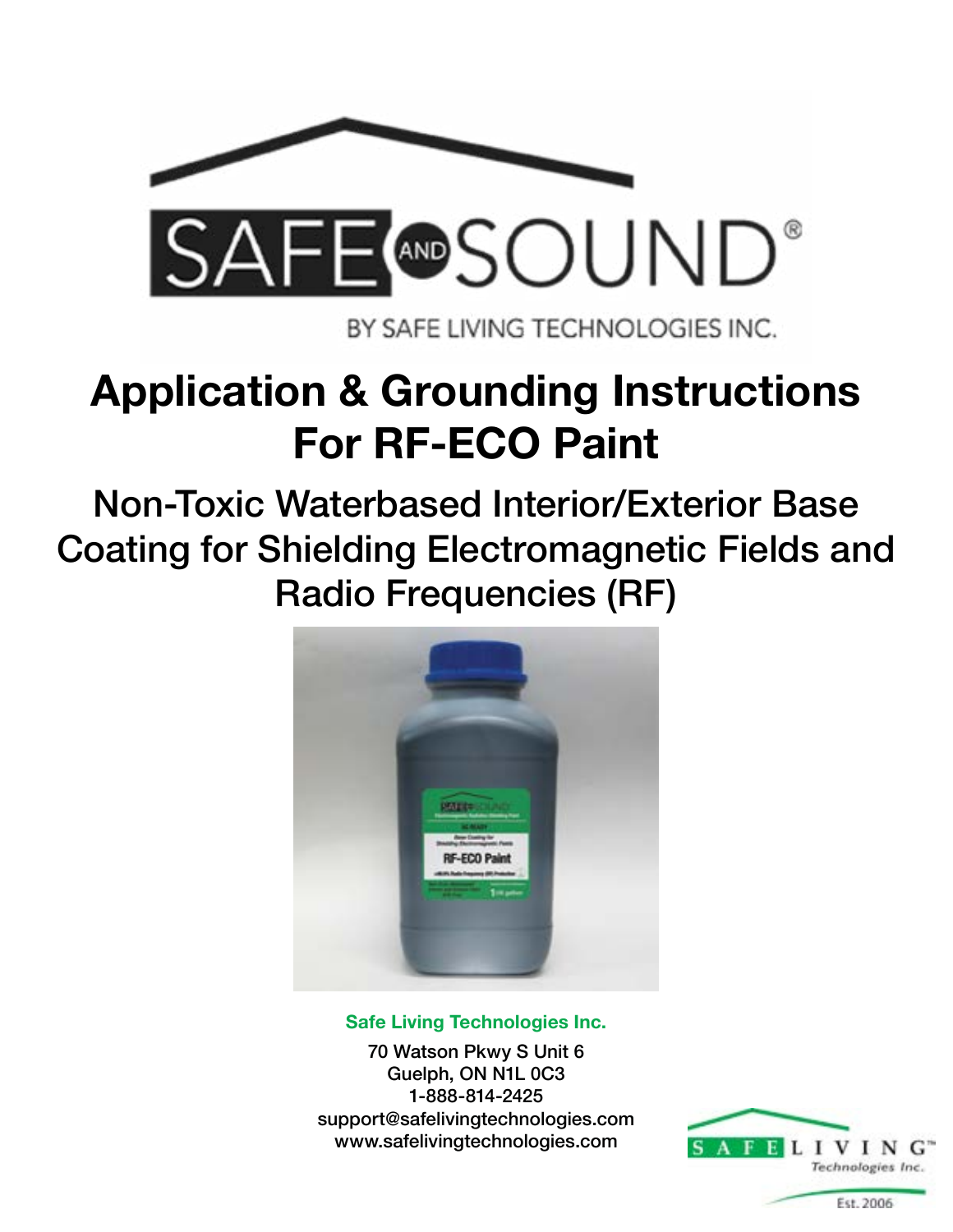SAFE AND SOUND®

BY SAFE LIVING TECHNOLOGIES INC.

# Application & Grounding Instructions For RF-ECO Paint

## Non-Toxic Waterbased Interior/Exterior Base Coating for Shielding Electromagnetic Fields and Radio Frequencies (RF)

**Safe Living Technologies Inc.**

70 Watson Pkwy S Unit 6
Guelph, ON N1L 0C3
1-888-814-2425
support@safelivingtechnologies.com
www.safelivingtechnologies.com

SAFE LIVING™ Technologies Inc.

Est. 2006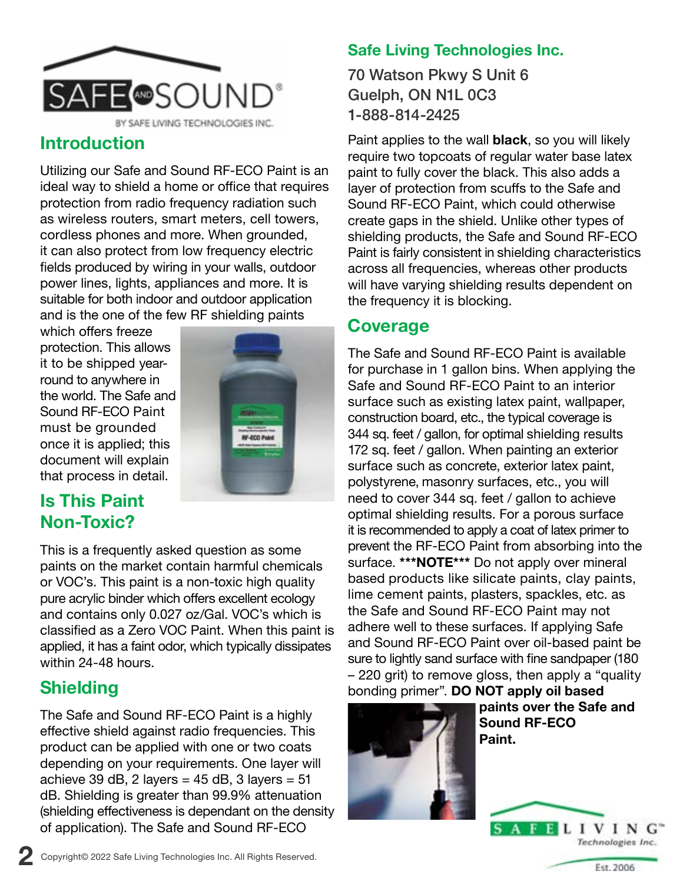## Introduction

Utilizing our Safe and Sound RF-ECO Paint is an ideal way to shield a home or office that requires protection from radio frequency radiation such as wireless routers, smart meters, cell towers, cordless phones and more. When grounded, it can also protect from low frequency electric fields produced by wiring in your walls, outdoor power lines, lights, appliances and more. It is suitable for both indoor and outdoor application and is the one of the few RF shielding paints which offers freeze protection. This allows it to be shipped year-round to anywhere in the world. The Safe and Sound RF-ECO Paint must be grounded once it is applied; this document will explain that process in detail.

## Is This Paint Non-Toxic?

This is a frequently asked question as some paints on the market contain harmful chemicals or VOC's. This paint is a non-toxic high quality pure acrylic binder which offers excellent ecology and contains only 0.027 oz/Gal. VOC's which is classified as a Zero VOC Paint. When this paint is applied, it has a faint odor, which typically dissipates within 24-48 hours.

## Shielding

The Safe and Sound RF-ECO Paint is a highly effective shield against radio frequencies. This product can be applied with one or two coats depending on your requirements. One layer will achieve 39 dB, 2 layers = 45 dB, 3 layers = 51 dB. Shielding is greater than 99.9% attenuation (shielding effectiveness is dependant on the density of application). The Safe and Sound RF-ECO Paint applies to the wall **black**, so you will likely require two topcoats of regular water base latex paint to fully cover the black. This also adds a layer of protection from scuffs to the Safe and Sound RF-ECO Paint, which could otherwise create gaps in the shield. Unlike other types of shielding products, the Safe and Sound RF-ECO Paint is fairly consistent in shielding characteristics across all frequencies, whereas other products will have varying shielding results dependent on the frequency it is blocking.

**Safe Living Technologies Inc.**
70 Watson Pkwy S Unit 6
Guelph, ON N1L 0C3
1-888-814-2425

## Coverage

The Safe and Sound RF-ECO Paint is available for purchase in 1 gallon bins. When applying the Safe and Sound RF-ECO Paint to an interior surface such as existing latex paint, wallpaper, construction board, etc., the typical coverage is 344 sq. feet / gallon, for optimal shielding results 172 sq. feet / gallon. When painting an exterior surface such as concrete, exterior latex paint, polystyrene, masonry surfaces, etc., you will need to cover 344 sq. feet / gallon to achieve optimal shielding results. For a porous surface it is recommended to apply a coat of latex primer to prevent the RF-ECO Paint from absorbing into the surface. ***NOTE*** Do not apply over mineral based products like silicate paints, clay paints, lime cement paints, plasters, spackles, etc. as the Safe and Sound RF-ECO Paint may not adhere well to these surfaces. If applying Safe and Sound RF-ECO Paint over oil-based paint be sure to lightly sand surface with fine sandpaper (180 – 220 grit) to remove gloss, then apply a "quality bonding primer". **DO NOT apply oil based paints over the Safe and Sound RF-ECO Paint.**

Copyright© 2022 Safe Living Technologies Inc. All Rights Reserved.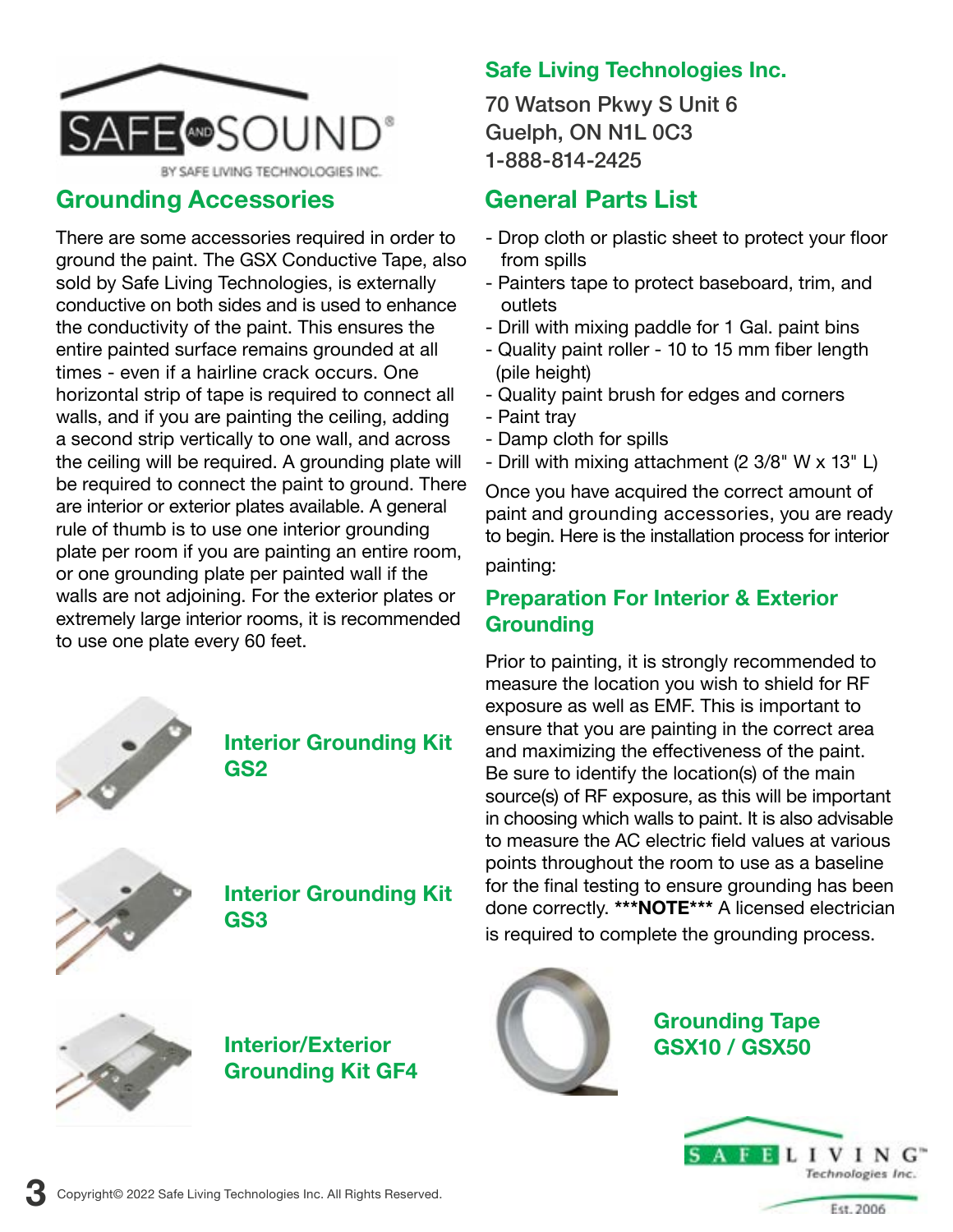## Grounding Accessories

There are some accessories required in order to ground the paint. The GSX Conductive Tape, also sold by Safe Living Technologies, is externally conductive on both sides and is used to enhance the conductivity of the paint. This ensures the entire painted surface remains grounded at all times - even if a hairline crack occurs. One horizontal strip of tape is required to connect all walls, and if you are painting the ceiling, adding a second strip vertically to one wall, and across the ceiling will be required. A grounding plate will be required to connect the paint to ground. There are interior or exterior plates available. A general rule of thumb is to use one interior grounding plate per room if you are painting an entire room, or one grounding plate per painted wall if the walls are not adjoining. For the exterior plates or extremely large interior rooms, it is recommended to use one plate every 60 feet.

### Interior Grounding Kit GS2

### Interior Grounding Kit GS3

### Interior/Exterior Grounding Kit GF4

## Safe Living Technologies Inc.

70 Watson Pkwy S Unit 6
Guelph, ON N1L 0C3
1-888-814-2425

## General Parts List

- Drop cloth or plastic sheet to protect your floor from spills
- Painters tape to protect baseboard, trim, and outlets
- Drill with mixing paddle for 1 Gal. paint bins
- Quality paint roller - 10 to 15 mm fiber length (pile height)
- Quality paint brush for edges and corners
- Paint tray
- Damp cloth for spills
- Drill with mixing attachment (2 3/8" W x 13" L)

Once you have acquired the correct amount of paint and grounding accessories, you are ready to begin. Here is the installation process for interior painting:

## Preparation For Interior & Exterior Grounding

Prior to painting, it is strongly recommended to measure the location you wish to shield for RF exposure as well as EMF. This is important to ensure that you are painting in the correct area and maximizing the effectiveness of the paint. Be sure to identify the location(s) of the main source(s) of RF exposure, as this will be important in choosing which walls to paint. It is also advisable to measure the AC electric field values at various points throughout the room to use as a baseline for the final testing to ensure grounding has been done correctly. ***NOTE*** A licensed electrician is required to complete the grounding process.

### Grounding Tape GSX10 / GSX50

Copyright© 2022 Safe Living Technologies Inc. All Rights Reserved.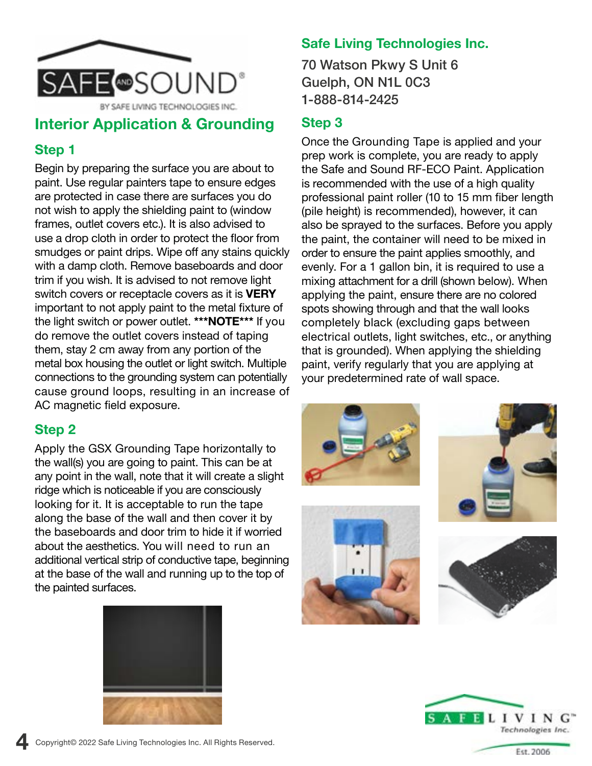## Interior Application & Grounding

### Step 1

Begin by preparing the surface you are about to paint. Use regular painters tape to ensure edges are protected in case there are surfaces you do not wish to apply the shielding paint to (window frames, outlet covers etc.). It is also advised to use a drop cloth in order to protect the floor from smudges or paint drips. Wipe off any stains quickly with a damp cloth. Remove baseboards and door trim if you wish. It is advised to not remove light switch covers or receptacle covers as it is **VERY** important to not apply paint to the metal fixture of the light switch or power outlet. ***NOTE*** If you do remove the outlet covers instead of taping them, stay 2 cm away from any portion of the metal box housing the outlet or light switch. Multiple connections to the grounding system can potentially cause ground loops, resulting in an increase of AC magnetic field exposure.

### Step 2

Apply the GSX Grounding Tape horizontally to the wall(s) you are going to paint. This can be at any point in the wall, note that it will create a slight ridge which is noticeable if you are consciously looking for it. It is acceptable to run the tape along the base of the wall and then cover it by the baseboards and door trim to hide it if worried about the aesthetics. You will need to run an additional vertical strip of conductive tape, beginning at the base of the wall and running up to the top of the painted surfaces.

**Safe Living Technologies Inc.**

70 Watson Pkwy S Unit 6
Guelph, ON N1L 0C3
1-888-814-2425

### Step 3

Once the Grounding Tape is applied and your prep work is complete, you are ready to apply the Safe and Sound RF-ECO Paint. Application is recommended with the use of a high quality professional paint roller (10 to 15 mm fiber length (pile height) is recommended), however, it can also be sprayed to the surfaces. Before you apply the paint, the container will need to be mixed in order to ensure the paint applies smoothly, and evenly. For a 1 gallon bin, it is required to use a mixing attachment for a drill (shown below). When applying the paint, ensure there are no colored spots showing through and that the wall looks completely black (excluding gaps between electrical outlets, light switches, etc., or anything that is grounded). When applying the shielding paint, verify regularly that you are applying at your predetermined rate of wall space.

Copyright© 2022 Safe Living Technologies Inc. All Rights Reserved.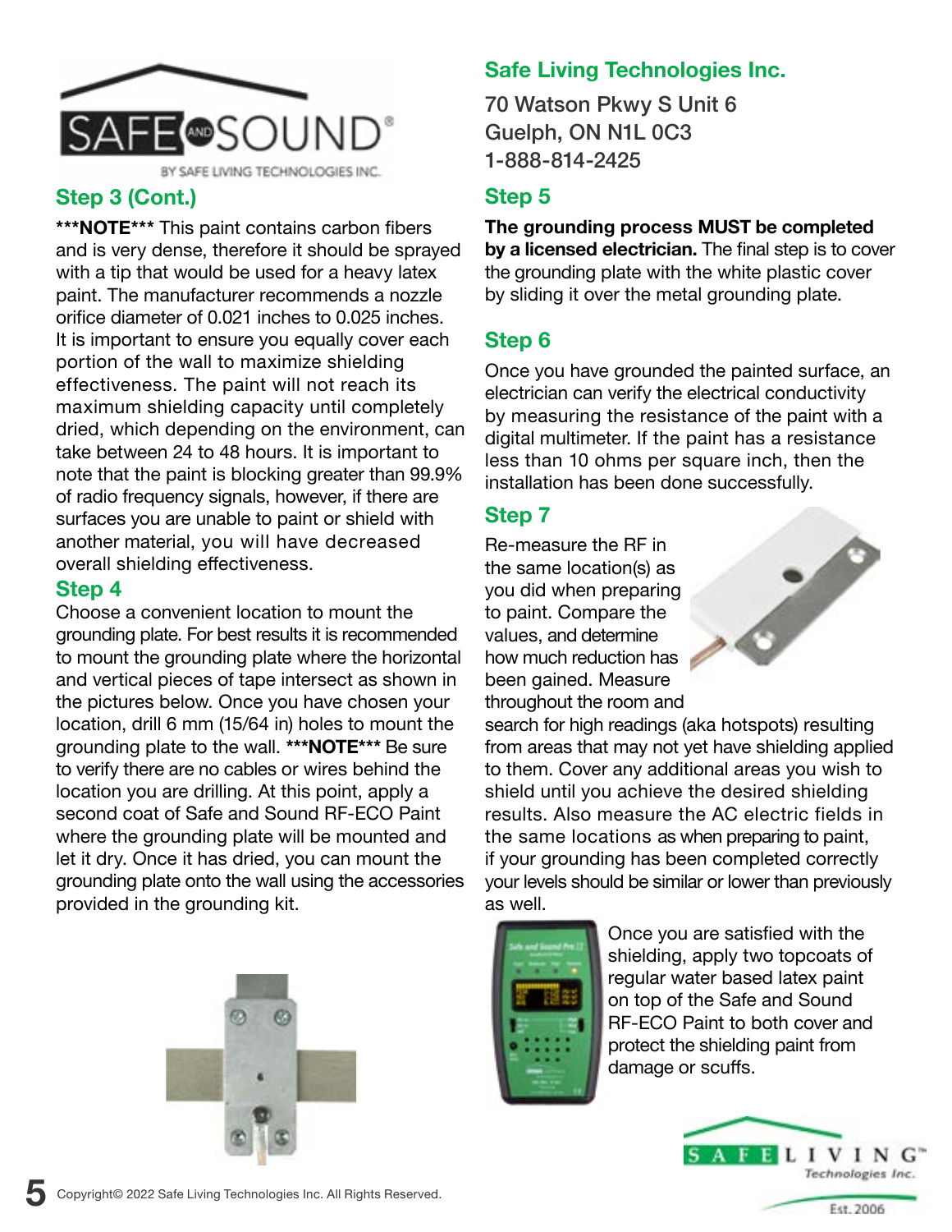## Step 3 (Cont.)

*****NOTE***** This paint contains carbon fibers and is very dense, therefore it should be sprayed with a tip that would be used for a heavy latex paint. The manufacturer recommends a nozzle orifice diameter of 0.021 inches to 0.025 inches. It is important to ensure you equally cover each portion of the wall to maximize shielding effectiveness. The paint will not reach its maximum shielding capacity until completely dried, which depending on the environment, can take between 24 to 48 hours. It is important to note that the paint is blocking greater than 99.9% of radio frequency signals, however, if there are surfaces you are unable to paint or shield with another material, you will have decreased overall shielding effectiveness.

## Step 4

Choose a convenient location to mount the grounding plate. For best results it is recommended to mount the grounding plate where the horizontal and vertical pieces of tape intersect as shown in the pictures below. Once you have chosen your location, drill 6 mm (15/64 in) holes to mount the grounding plate to the wall. *****NOTE***** Be sure to verify there are no cables or wires behind the location you are drilling. At this point, apply a second coat of Safe and Sound RF-ECO Paint where the grounding plate will be mounted and let it dry. Once it has dried, you can mount the grounding plate onto the wall using the accessories provided in the grounding kit.

**Safe Living Technologies Inc.**

70 Watson Pkwy S Unit 6
Guelph, ON N1L 0C3
1-888-814-2425

## Step 5

**The grounding process MUST be completed by a licensed electrician.** The final step is to cover the grounding plate with the white plastic cover by sliding it over the metal grounding plate.

## Step 6

Once you have grounded the painted surface, an electrician can verify the electrical conductivity by measuring the resistance of the paint with a digital multimeter. If the paint has a resistance less than 10 ohms per square inch, then the installation has been done successfully.

## Step 7

Re-measure the RF in the same location(s) as you did when preparing to paint. Compare the values, and determine how much reduction has been gained. Measure throughout the room and search for high readings (aka hotspots) resulting from areas that may not yet have shielding applied to them. Cover any additional areas you wish to shield until you achieve the desired shielding results. Also measure the AC electric fields in the same locations as when preparing to paint, if your grounding has been completed correctly your levels should be similar or lower than previously as well.

Once you are satisfied with the shielding, apply two topcoats of regular water based latex paint on top of the Safe and Sound RF-ECO Paint to both cover and protect the shielding paint from damage or scuffs.

Copyright© 2022 Safe Living Technologies Inc. All Rights Reserved.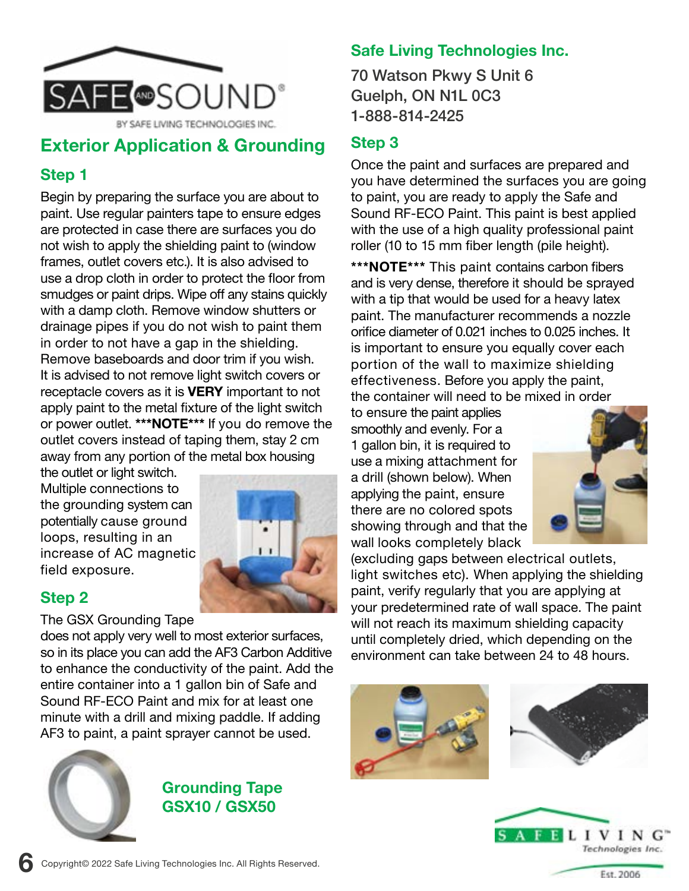SAFE AND SOUND®

BY SAFE LIVING TECHNOLOGIES INC.

## Exterior Application & Grounding

### Step 1

Begin by preparing the surface you are about to paint. Use regular painters tape to ensure edges are protected in case there are surfaces you do not wish to apply the shielding paint to (window frames, outlet covers etc.). It is also advised to use a drop cloth in order to protect the floor from smudges or paint drips. Wipe off any stains quickly with a damp cloth. Remove window shutters or drainage pipes if you do not wish to paint them in order to not have a gap in the shielding. Remove baseboards and door trim if you wish. It is advised to not remove light switch covers or receptacle covers as it is **VERY** important to not apply paint to the metal fixture of the light switch or power outlet. ***NOTE*** If you do remove the outlet covers instead of taping them, stay 2 cm away from any portion of the metal box housing the outlet or light switch. Multiple connections to the grounding system can potentially cause ground loops, resulting in an increase of AC magnetic field exposure.

### Step 2

The GSX Grounding Tape does not apply very well to most exterior surfaces, so in its place you can add the AF3 Carbon Additive to enhance the conductivity of the paint. Add the entire container into a 1 gallon bin of Safe and Sound RF-ECO Paint and mix for at least one minute with a drill and mixing paddle. If adding AF3 to paint, a paint sprayer cannot be used.

**Grounding Tape GSX10 / GSX50**

## Safe Living Technologies Inc.

70 Watson Pkwy S Unit 6
Guelph, ON N1L 0C3
1-888-814-2425

### Step 3

Once the paint and surfaces are prepared and you have determined the surfaces you are going to paint, you are ready to apply the Safe and Sound RF-ECO Paint. This paint is best applied with the use of a high quality professional paint roller (10 to 15 mm fiber length (pile height).

***NOTE*** This paint contains carbon fibers and is very dense, therefore it should be sprayed with a tip that would be used for a heavy latex paint. The manufacturer recommends a nozzle orifice diameter of 0.021 inches to 0.025 inches. It is important to ensure you equally cover each portion of the wall to maximize shielding effectiveness. Before you apply the paint, the container will need to be mixed in order to ensure the paint applies smoothly and evenly. For a 1 gallon bin, it is required to use a mixing attachment for a drill (shown below). When applying the paint, ensure there are no colored spots showing through and that the wall looks completely black (excluding gaps between electrical outlets, light switches etc). When applying the shielding paint, verify regularly that you are applying at your predetermined rate of wall space. The paint will not reach its maximum shielding capacity until completely dried, which depending on the environment can take between 24 to 48 hours.

SAFE LIVING™ Technologies Inc. Est. 2006

Copyright© 2022 Safe Living Technologies Inc. All Rights Reserved.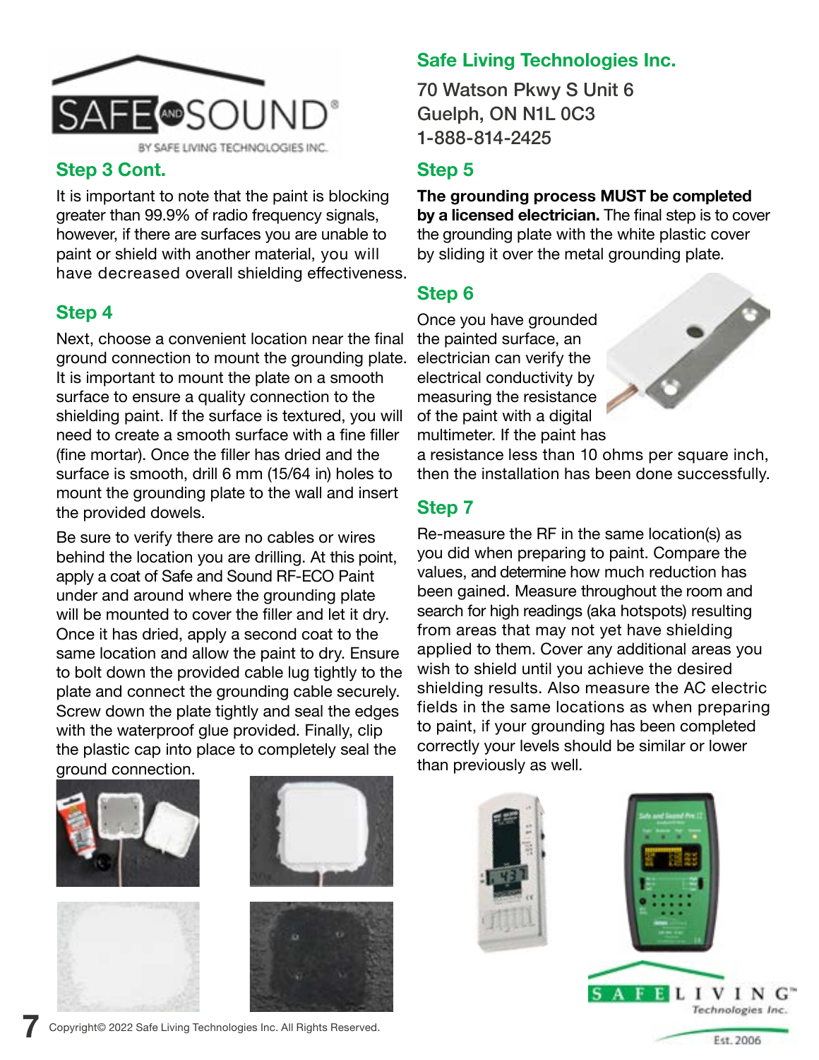## Step 3 Cont.

It is important to note that the paint is blocking greater than 99.9% of radio frequency signals, however, if there are surfaces you are unable to paint or shield with another material, you will have decreased overall shielding effectiveness.

## Step 4

Next, choose a convenient location near the final ground connection to mount the grounding plate. It is important to mount the plate on a smooth surface to ensure a quality connection to the shielding paint. If the surface is textured, you will need to create a smooth surface with a fine filler (fine mortar). Once the filler has dried and the surface is smooth, drill 6 mm (15/64 in) holes to mount the grounding plate to the wall and insert the provided dowels.

Be sure to verify there are no cables or wires behind the location you are drilling. At this point, apply a coat of Safe and Sound RF-ECO Paint under and around where the grounding plate will be mounted to cover the filler and let it dry. Once it has dried, apply a second coat to the same location and allow the paint to dry. Ensure to bolt down the provided cable lug tightly to the plate and connect the grounding cable securely. Screw down the plate tightly and seal the edges with the waterproof glue provided. Finally, clip the plastic cap into place to completely seal the ground connection.

**Safe Living Technologies Inc.**

70 Watson Pkwy S Unit 6
Guelph, ON N1L 0C3
1-888-814-2425

## Step 5

**The grounding process MUST be completed by a licensed electrician.** The final step is to cover the grounding plate with the white plastic cover by sliding it over the metal grounding plate.

## Step 6

Once you have grounded the painted surface, an electrician can verify the electrical conductivity by measuring the resistance of the paint with a digital multimeter. If the paint has a resistance less than 10 ohms per square inch, then the installation has been done successfully.

## Step 7

Re-measure the RF in the same location(s) as you did when preparing to paint. Compare the values, and determine how much reduction has been gained. Measure throughout the room and search for high readings (aka hotspots) resulting from areas that may not yet have shielding applied to them. Cover any additional areas you wish to shield until you achieve the desired shielding results. Also measure the AC electric fields in the same locations as when preparing to paint, if your grounding has been completed correctly your levels should be similar or lower than previously as well.

Copyright© 2022 Safe Living Technologies Inc. All Rights Reserved.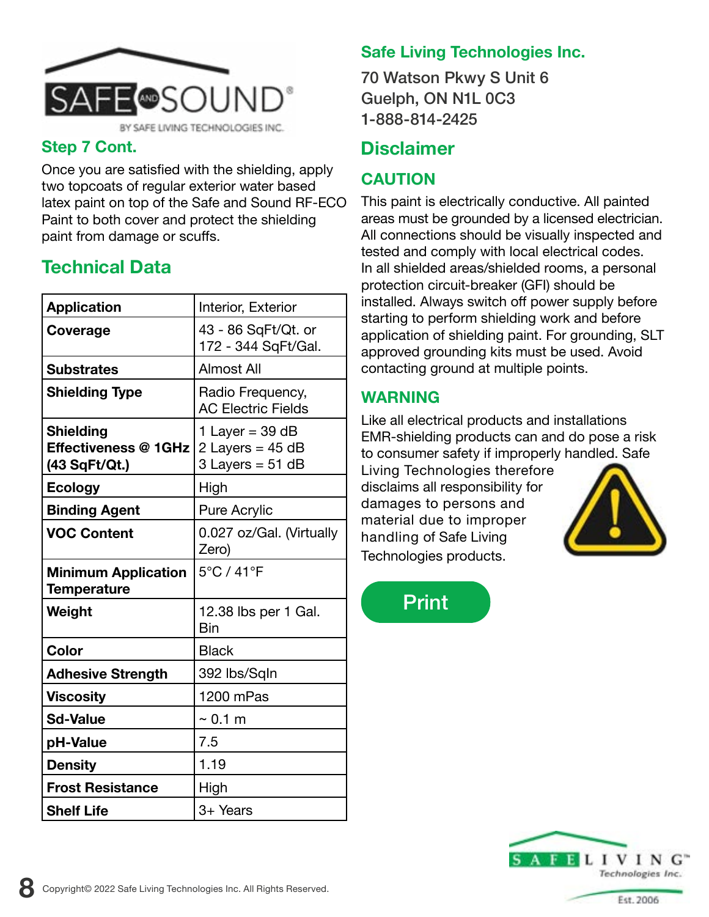## Step 7 Cont.

Once you are satisfied with the shielding, apply two topcoats of regular exterior water based latex paint on top of the Safe and Sound RF-ECO Paint to both cover and protect the shielding paint from damage or scuffs.

## Technical Data

| | |
|---|---|
| **Application** | Interior, Exterior |
| **Coverage** | 43 - 86 SqFt/Qt. or 172 - 344 SqFt/Gal. |
| **Substrates** | Almost All |
| **Shielding Type** | Radio Frequency, AC Electric Fields |
| **Shielding Effectiveness @ 1GHz (43 SqFt/Qt.)** | 1 Layer = 39 dB<br>2 Layers = 45 dB<br>3 Layers = 51 dB |
| **Ecology** | High |
| **Binding Agent** | Pure Acrylic |
| **VOC Content** | 0.027 oz/Gal. (Virtually Zero) |
| **Minimum Application Temperature** | 5°C / 41°F |
| **Weight** | 12.38 lbs per 1 Gal. Bin |
| **Color** | Black |
| **Adhesive Strength** | 392 lbs/SqIn |
| **Viscosity** | 1200 mPas |
| **Sd-Value** | ~ 0.1 m |
| **pH-Value** | 7.5 |
| **Density** | 1.19 |
| **Frost Resistance** | High |
| **Shelf Life** | 3+ Years |

### Safe Living Technologies Inc.

70 Watson Pkwy S Unit 6
Guelph, ON N1L 0C3
1-888-814-2425

## Disclaimer

### CAUTION

This paint is electrically conductive. All painted areas must be grounded by a licensed electrician. All connections should be visually inspected and tested and comply with local electrical codes. In all shielded areas/shielded rooms, a personal protection circuit-breaker (GFI) should be installed. Always switch off power supply before starting to perform shielding work and before application of shielding paint. For grounding, SLT approved grounding kits must be used. Avoid contacting ground at multiple points.

### WARNING

Like all electrical products and installations EMR-shielding products can and do pose a risk to consumer safety if improperly handled. Safe Living Technologies therefore disclaims all responsibility for damages to persons and material due to improper handling of Safe Living Technologies products.

Print

Copyright© 2022 Safe Living Technologies Inc. All Rights Reserved.